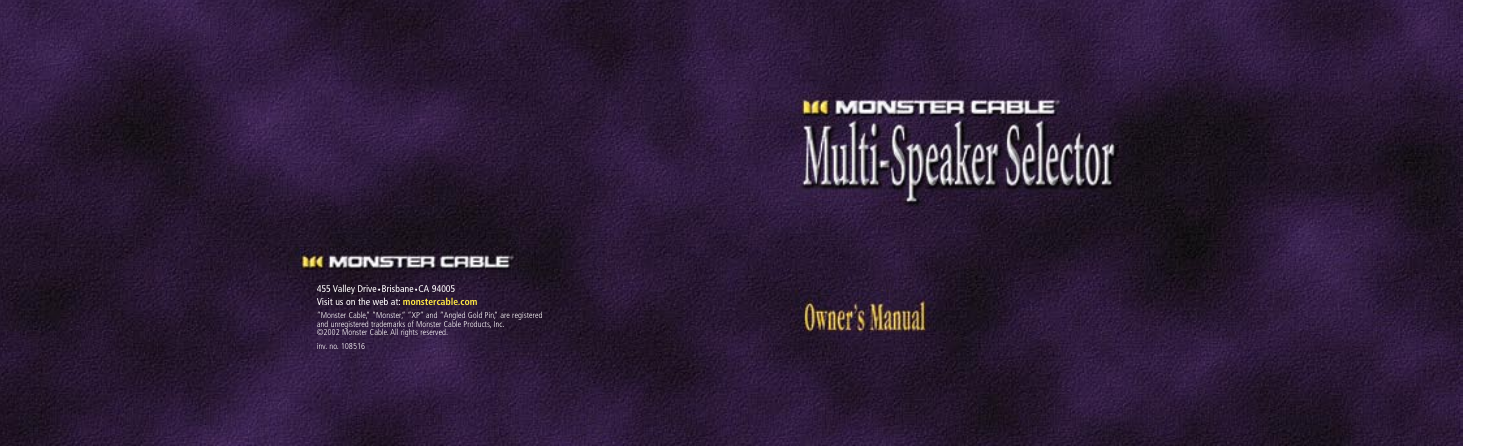# MONSTER CABLE®

# Multi-Speaker Selector

## Owner's Manual

MONSTER CABLE®

455 Valley Drive • Brisbane • CA 94005

Visit us on the web at: **monstercable.com**

"Monster Cable," "Monster," "XP" and "Angled Gold Pin," are registered and unregistered trademarks of Monster Cable Products, Inc. ©2002 Monster Cable. All rights reserved.

inv. no. 108516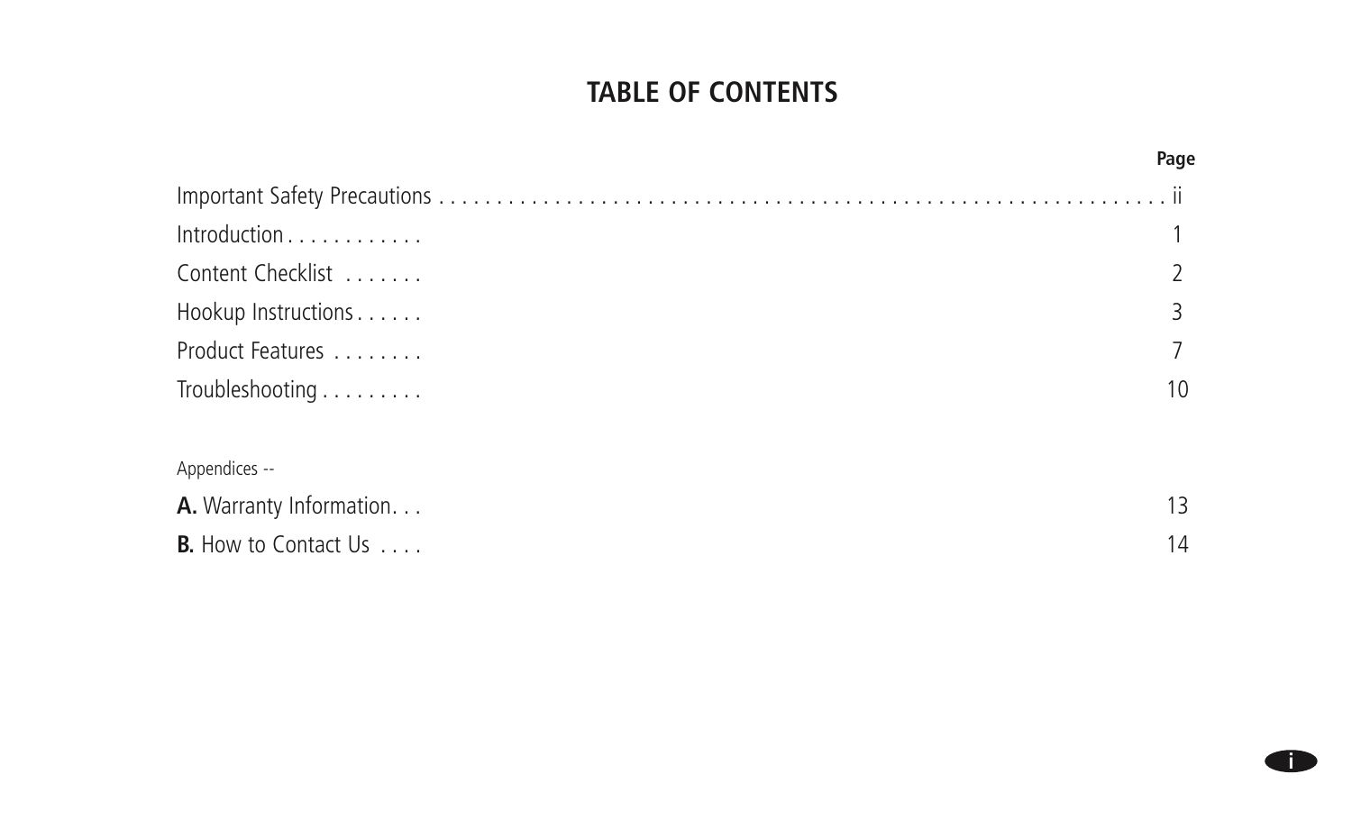# TABLE OF CONTENTS

| | Page |
|---|---|
| Important Safety Precautions | ii |
| Introduction | 1 |
| Content Checklist | 2 |
| Hookup Instructions | 3 |
| Product Features | 7 |
| Troubleshooting | 10 |

Appendices --

| | |
|---|---|
| **A.** Warranty Information | 13 |
| **B.** How to Contact Us | 14 |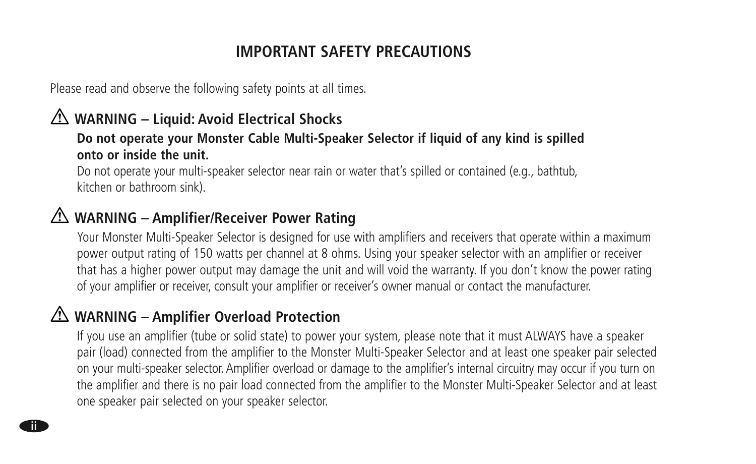# IMPORTANT SAFETY PRECAUTIONS

Please read and observe the following safety points at all times.

## ⚠ WARNING – Liquid: Avoid Electrical Shocks

**Do not operate your Monster Cable Multi-Speaker Selector if liquid of any kind is spilled onto or inside the unit.**

Do not operate your multi-speaker selector near rain or water that's spilled or contained (e.g., bathtub, kitchen or bathroom sink).

## ⚠ WARNING – Amplifier/Receiver Power Rating

Your Monster Multi-Speaker Selector is designed for use with amplifiers and receivers that operate within a maximum power output rating of 150 watts per channel at 8 ohms. Using your speaker selector with an amplifier or receiver that has a higher power output may damage the unit and will void the warranty. If you don't know the power rating of your amplifier or receiver, consult your amplifier or receiver's owner manual or contact the manufacturer.

## ⚠ WARNING – Amplifier Overload Protection

If you use an amplifier (tube or solid state) to power your system, please note that it must ALWAYS have a speaker pair (load) connected from the amplifier to the Monster Multi-Speaker Selector and at least one speaker pair selected on your multi-speaker selector. Amplifier overload or damage to the amplifier's internal circuitry may occur if you turn on the amplifier and there is no pair load connected from the amplifier to the Monster Multi-Speaker Selector and at least one speaker pair selected on your speaker selector.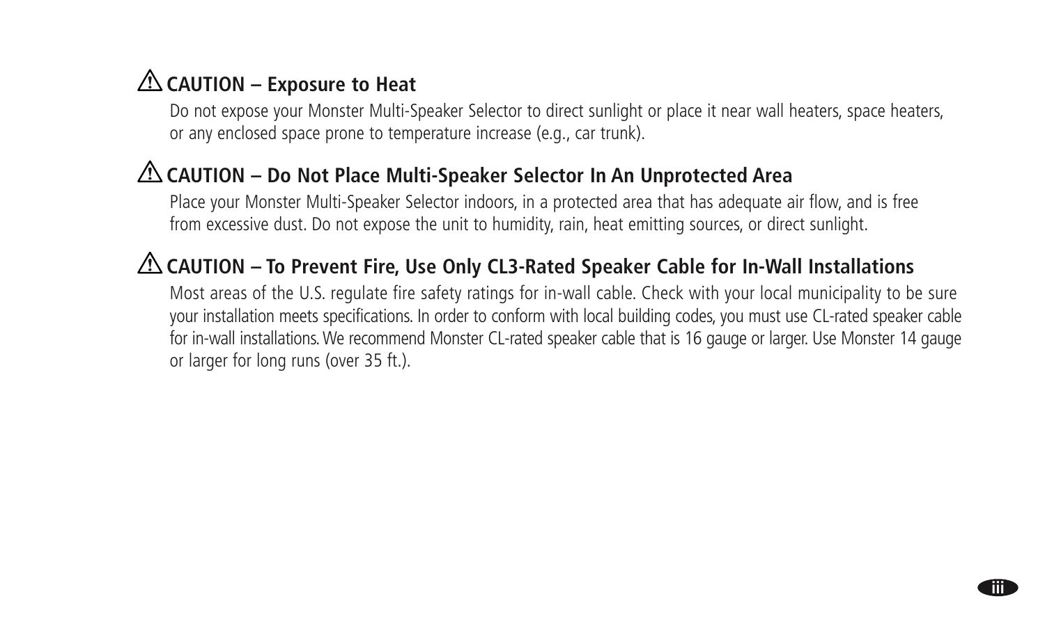### ⚠ CAUTION – Exposure to Heat

Do not expose your Monster Multi-Speaker Selector to direct sunlight or place it near wall heaters, space heaters, or any enclosed space prone to temperature increase (e.g., car trunk).

### ⚠ CAUTION – Do Not Place Multi-Speaker Selector In An Unprotected Area

Place your Monster Multi-Speaker Selector indoors, in a protected area that has adequate air flow, and is free from excessive dust. Do not expose the unit to humidity, rain, heat emitting sources, or direct sunlight.

### ⚠ CAUTION – To Prevent Fire, Use Only CL3-Rated Speaker Cable for In-Wall Installations

Most areas of the U.S. regulate fire safety ratings for in-wall cable. Check with your local municipality to be sure your installation meets specifications. In order to conform with local building codes, you must use CL-rated speaker cable for in-wall installations. We recommend Monster CL-rated speaker cable that is 16 gauge or larger. Use Monster 14 gauge or larger for long runs (over 35 ft.).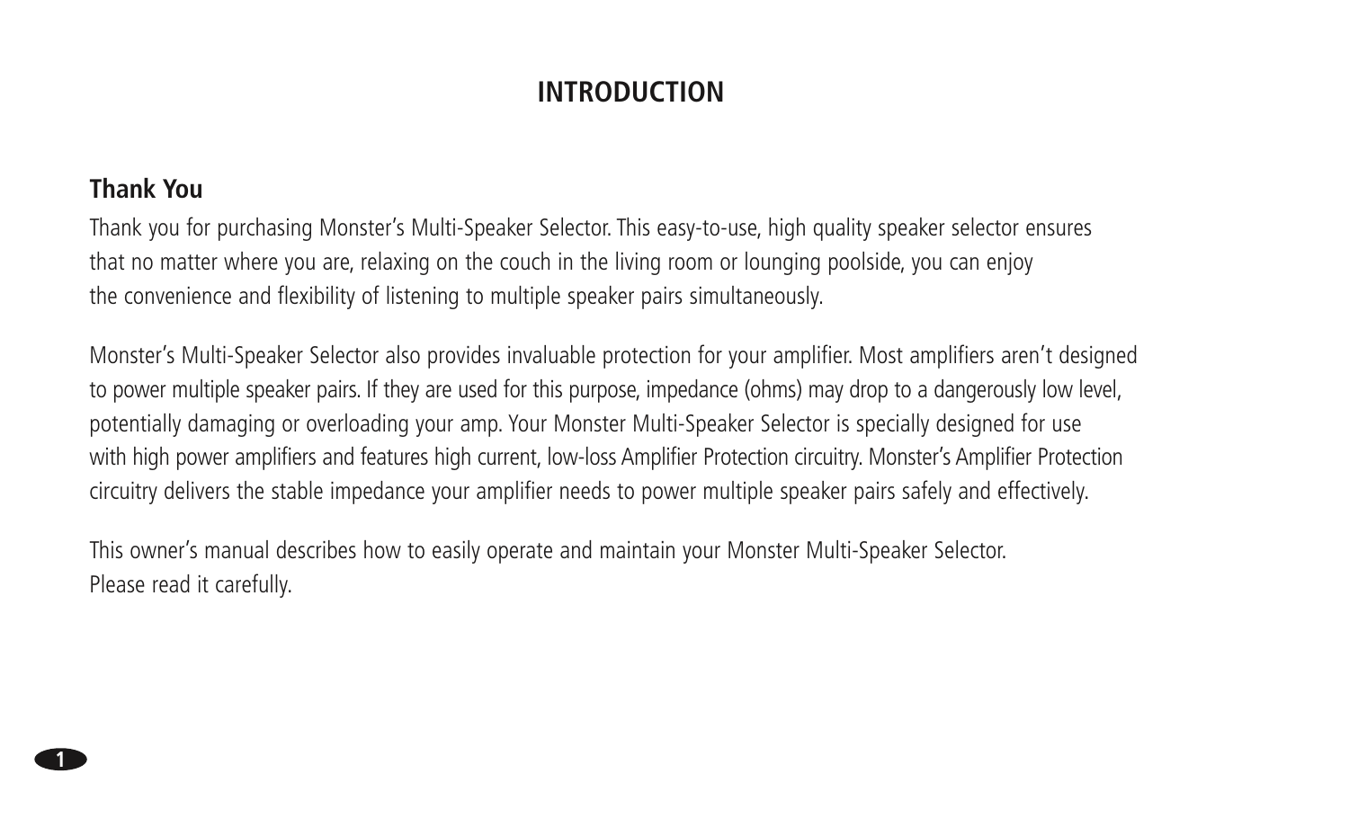# INTRODUCTION

## Thank You

Thank you for purchasing Monster's Multi-Speaker Selector. This easy-to-use, high quality speaker selector ensures that no matter where you are, relaxing on the couch in the living room or lounging poolside, you can enjoy the convenience and flexibility of listening to multiple speaker pairs simultaneously.

Monster's Multi-Speaker Selector also provides invaluable protection for your amplifier. Most amplifiers aren't designed to power multiple speaker pairs. If they are used for this purpose, impedance (ohms) may drop to a dangerously low level, potentially damaging or overloading your amp. Your Monster Multi-Speaker Selector is specially designed for use with high power amplifiers and features high current, low-loss Amplifier Protection circuitry. Monster's Amplifier Protection circuitry delivers the stable impedance your amplifier needs to power multiple speaker pairs safely and effectively.

This owner's manual describes how to easily operate and maintain your Monster Multi-Speaker Selector. Please read it carefully.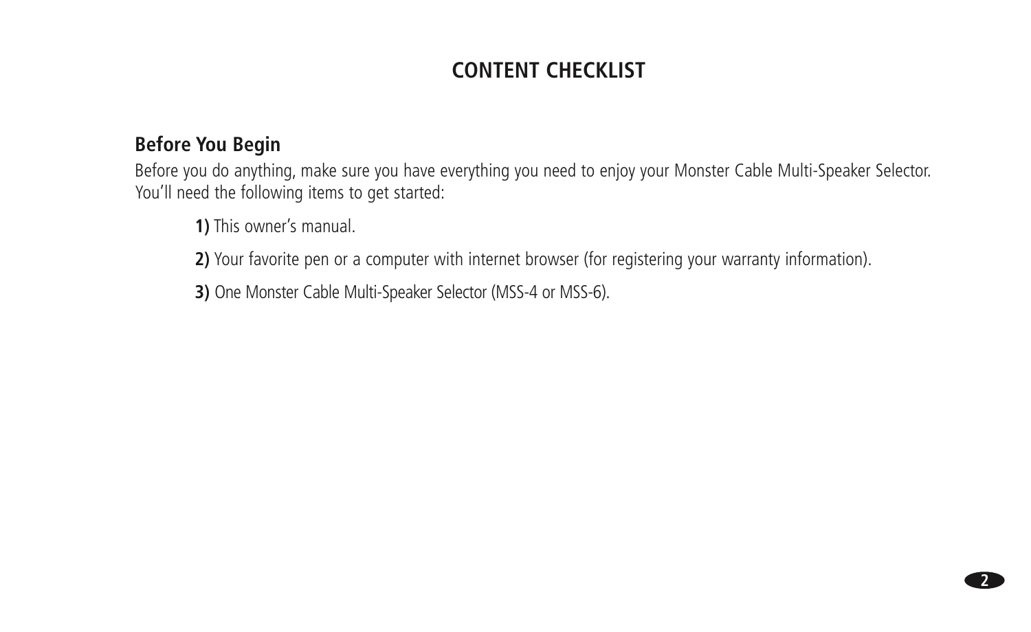# CONTENT CHECKLIST

## Before You Begin

Before you do anything, make sure you have everything you need to enjoy your Monster Cable Multi-Speaker Selector. You'll need the following items to get started:

**1)** This owner's manual.

**2)** Your favorite pen or a computer with internet browser (for registering your warranty information).

**3)** One Monster Cable Multi-Speaker Selector (MSS-4 or MSS-6).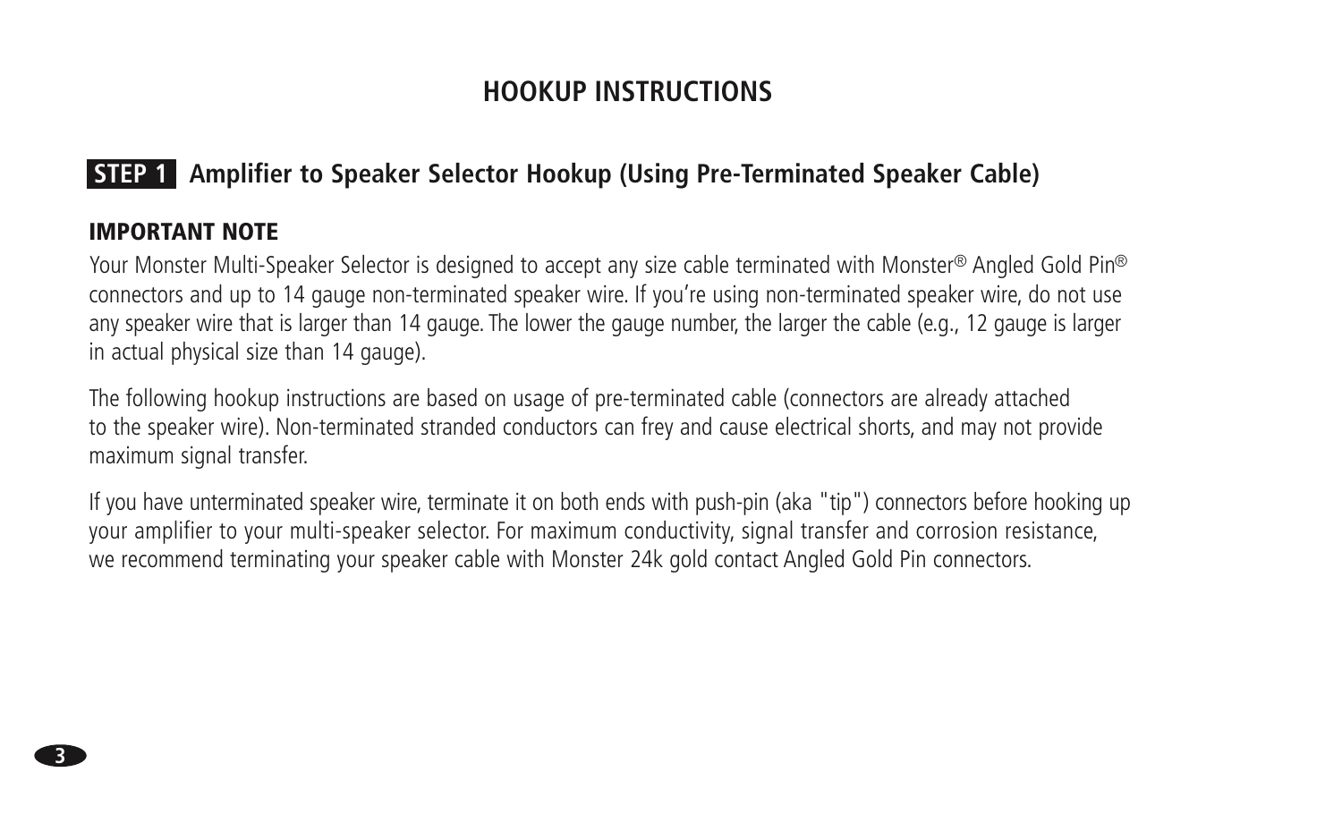# HOOKUP INSTRUCTIONS

## STEP 1 Amplifier to Speaker Selector Hookup (Using Pre-Terminated Speaker Cable)

### IMPORTANT NOTE

Your Monster Multi-Speaker Selector is designed to accept any size cable terminated with Monster® Angled Gold Pin® connectors and up to 14 gauge non-terminated speaker wire. If you're using non-terminated speaker wire, do not use any speaker wire that is larger than 14 gauge. The lower the gauge number, the larger the cable (e.g., 12 gauge is larger in actual physical size than 14 gauge).

The following hookup instructions are based on usage of pre-terminated cable (connectors are already attached to the speaker wire). Non-terminated stranded conductors can frey and cause electrical shorts, and may not provide maximum signal transfer.

If you have unterminated speaker wire, terminate it on both ends with push-pin (aka "tip") connectors before hooking up your amplifier to your multi-speaker selector. For maximum conductivity, signal transfer and corrosion resistance, we recommend terminating your speaker cable with Monster 24k gold contact Angled Gold Pin connectors.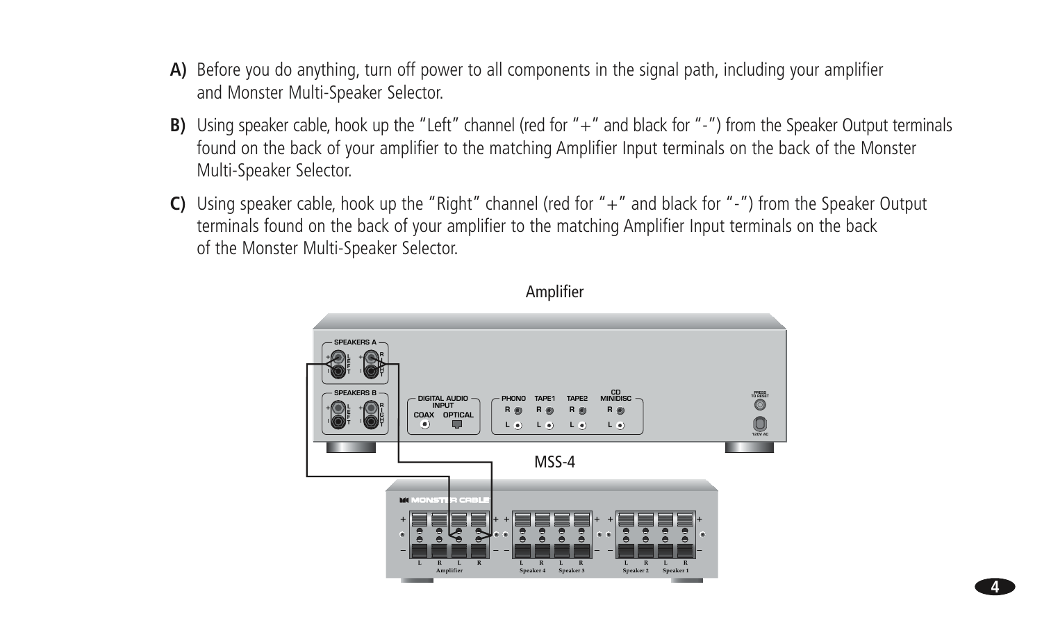**A)** Before you do anything, turn off power to all components in the signal path, including your amplifier and Monster Multi-Speaker Selector.

**B)** Using speaker cable, hook up the "Left" channel (red for "+" and black for "-") from the Speaker Output terminals found on the back of your amplifier to the matching Amplifier Input terminals on the back of the Monster Multi-Speaker Selector.

**C)** Using speaker cable, hook up the "Right" channel (red for "+" and black for "-") from the Speaker Output terminals found on the back of your amplifier to the matching Amplifier Input terminals on the back of the Monster Multi-Speaker Selector.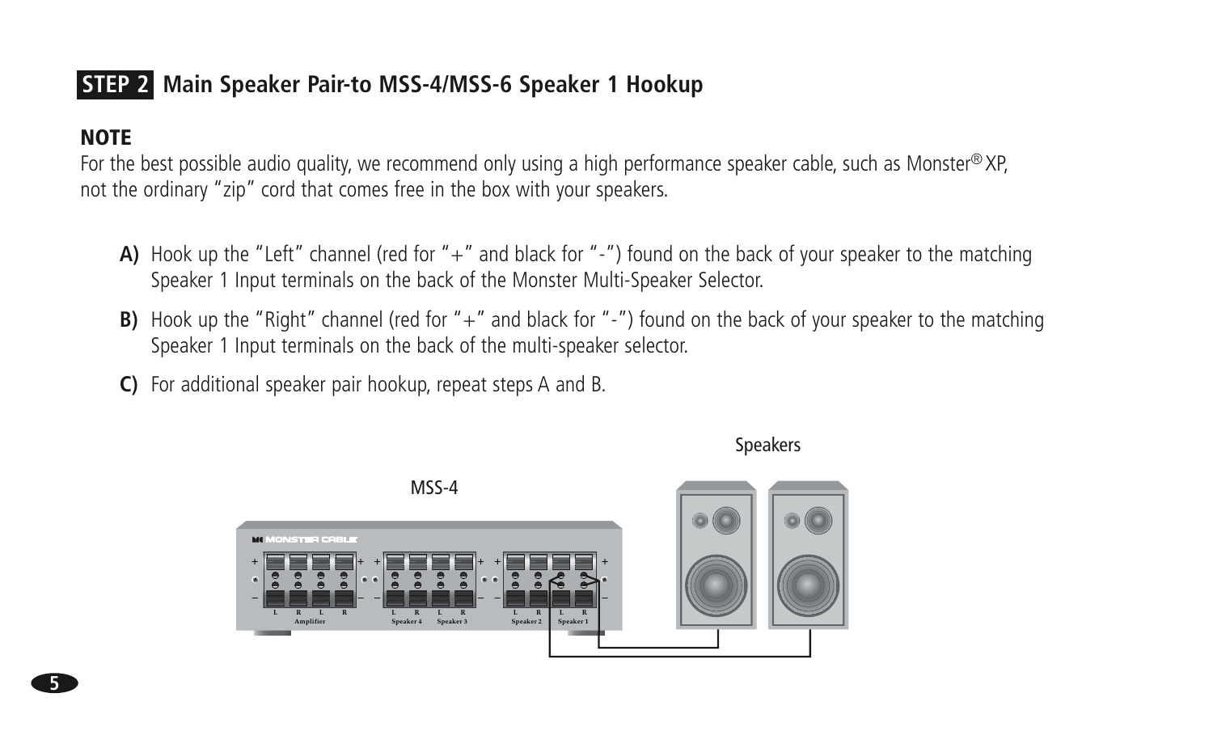## STEP 2 Main Speaker Pair-to MSS-4/MSS-6 Speaker 1 Hookup

**NOTE**

For the best possible audio quality, we recommend only using a high performance speaker cable, such as Monster® XP, not the ordinary "zip" cord that comes free in the box with your speakers.

**A)** Hook up the "Left" channel (red for "+" and black for "-") found on the back of your speaker to the matching Speaker 1 Input terminals on the back of the Monster Multi-Speaker Selector.

**B)** Hook up the "Right" channel (red for "+" and black for "-") found on the back of your speaker to the matching Speaker 1 Input terminals on the back of the multi-speaker selector.

**C)** For additional speaker pair hookup, repeat steps A and B.

Speakers

MSS-4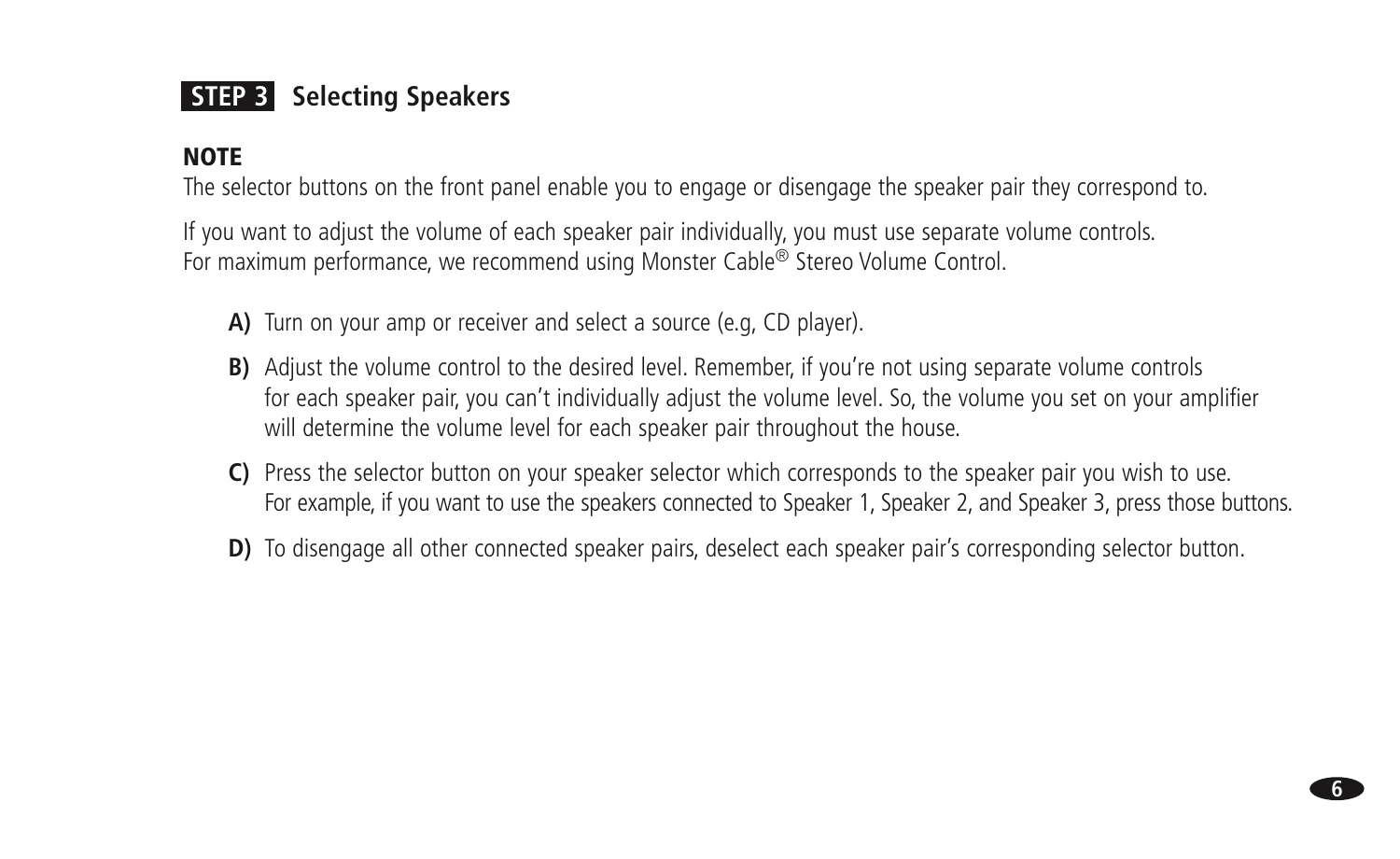## STEP 3 Selecting Speakers

**NOTE**

The selector buttons on the front panel enable you to engage or disengage the speaker pair they correspond to.

If you want to adjust the volume of each speaker pair individually, you must use separate volume controls. For maximum performance, we recommend using Monster Cable® Stereo Volume Control.

**A)** Turn on your amp or receiver and select a source (e.g, CD player).

**B)** Adjust the volume control to the desired level. Remember, if you're not using separate volume controls for each speaker pair, you can't individually adjust the volume level. So, the volume you set on your amplifier will determine the volume level for each speaker pair throughout the house.

**C)** Press the selector button on your speaker selector which corresponds to the speaker pair you wish to use. For example, if you want to use the speakers connected to Speaker 1, Speaker 2, and Speaker 3, press those buttons.

**D)** To disengage all other connected speaker pairs, deselect each speaker pair's corresponding selector button.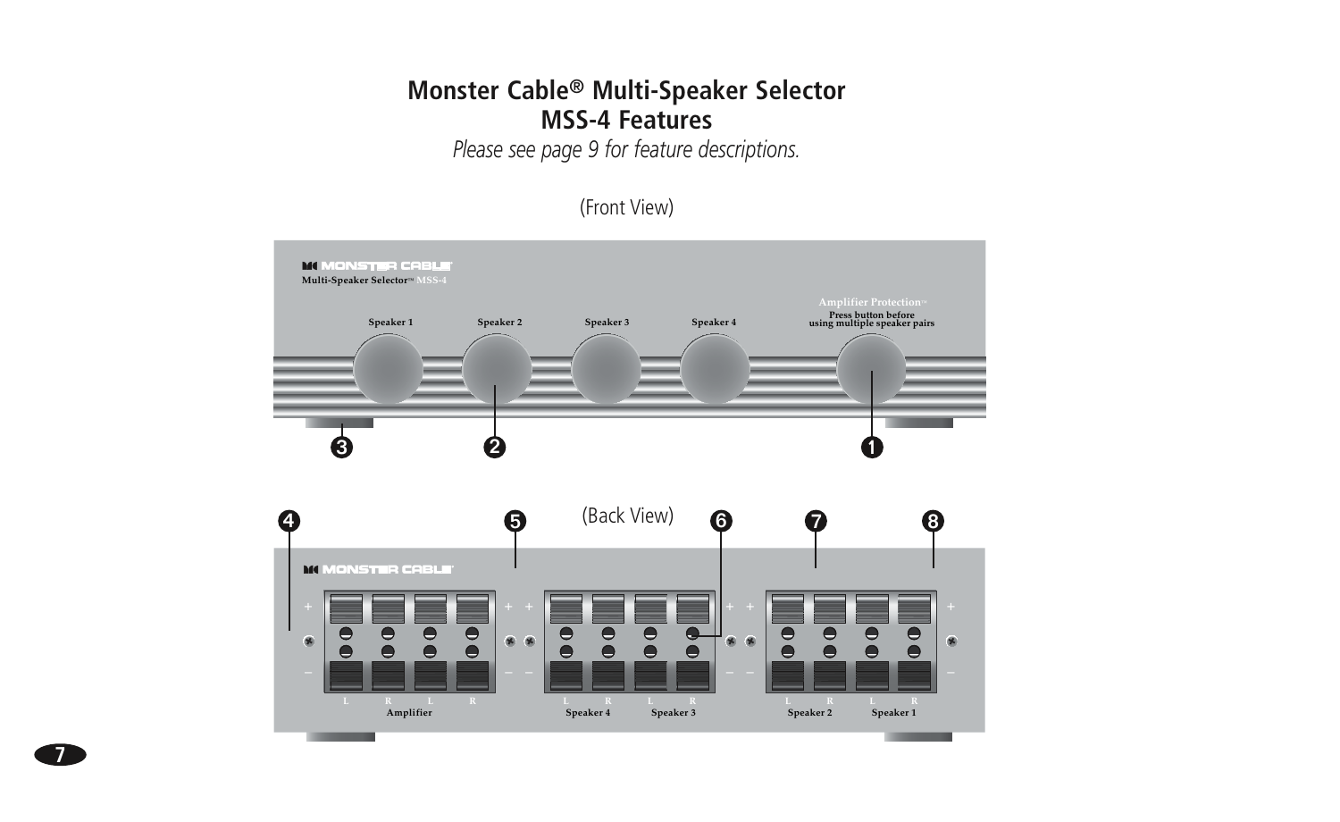# Monster Cable® Multi-Speaker Selector MSS-4 Features

*Please see page 9 for feature descriptions.*

(Front View)

MONSTER CABLE

Multi-Speaker Selector™ MSS-4

Speaker 1 Speaker 2 Speaker 3 Speaker 4

Amplifier Protection™
Press button before using multiple speaker pairs

❸ ❷ ❶

(Back View)

❹ ❺ ❻ ❼ ❽

MONSTER CABLE

\+ −

L R L R
Amplifier

L R L R
Speaker 4 Speaker 3

L R L R
Speaker 2 Speaker 1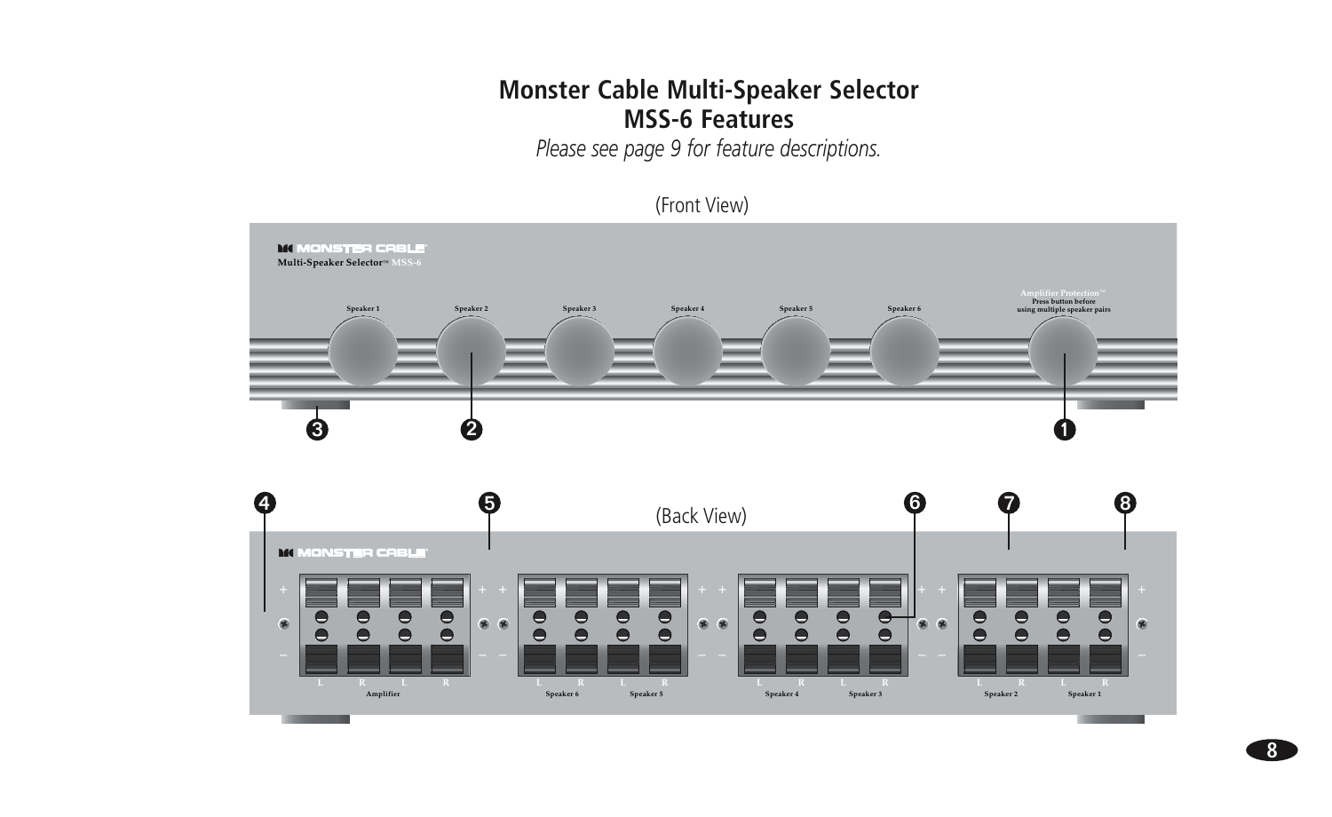# Monster Cable Multi-Speaker Selector
# MSS-6 Features

*Please see page 9 for feature descriptions.*

(Front View)

MONSTER CABLE
Multi-Speaker Selector™ MSS-6

Speaker 1 Speaker 2 Speaker 3 Speaker 4 Speaker 5 Speaker 6

Amplifier Protection™
Press button before using multiple speaker pairs

❸ ❷ ❶

(Back View)

❹ ❺ ❻ ❼ ❽

MONSTER CABLE

+ –

L R L R
Amplifier

L R L R
Speaker 6 Speaker 5

L R L R
Speaker 4 Speaker 3

L R L R
Speaker 2 Speaker 1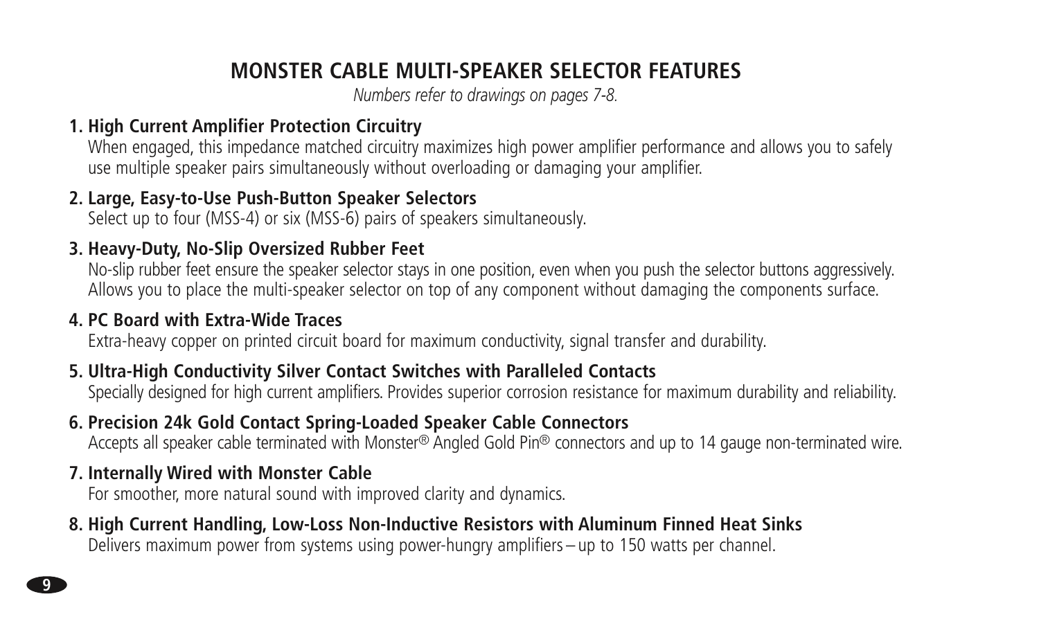## MONSTER CABLE MULTI-SPEAKER SELECTOR FEATURES

*Numbers refer to drawings on pages 7-8.*

**1. High Current Amplifier Protection Circuitry**

When engaged, this impedance matched circuitry maximizes high power amplifier performance and allows you to safely use multiple speaker pairs simultaneously without overloading or damaging your amplifier.

**2. Large, Easy-to-Use Push-Button Speaker Selectors**

Select up to four (MSS-4) or six (MSS-6) pairs of speakers simultaneously.

**3. Heavy-Duty, No-Slip Oversized Rubber Feet**

No-slip rubber feet ensure the speaker selector stays in one position, even when you push the selector buttons aggressively. Allows you to place the multi-speaker selector on top of any component without damaging the components surface.

**4. PC Board with Extra-Wide Traces**

Extra-heavy copper on printed circuit board for maximum conductivity, signal transfer and durability.

**5. Ultra-High Conductivity Silver Contact Switches with Paralleled Contacts**

Specially designed for high current amplifiers. Provides superior corrosion resistance for maximum durability and reliability.

**6. Precision 24k Gold Contact Spring-Loaded Speaker Cable Connectors**

Accepts all speaker cable terminated with Monster® Angled Gold Pin® connectors and up to 14 gauge non-terminated wire.

**7. Internally Wired with Monster Cable**

For smoother, more natural sound with improved clarity and dynamics.

**8. High Current Handling, Low-Loss Non-Inductive Resistors with Aluminum Finned Heat Sinks**

Delivers maximum power from systems using power-hungry amplifiers – up to 150 watts per channel.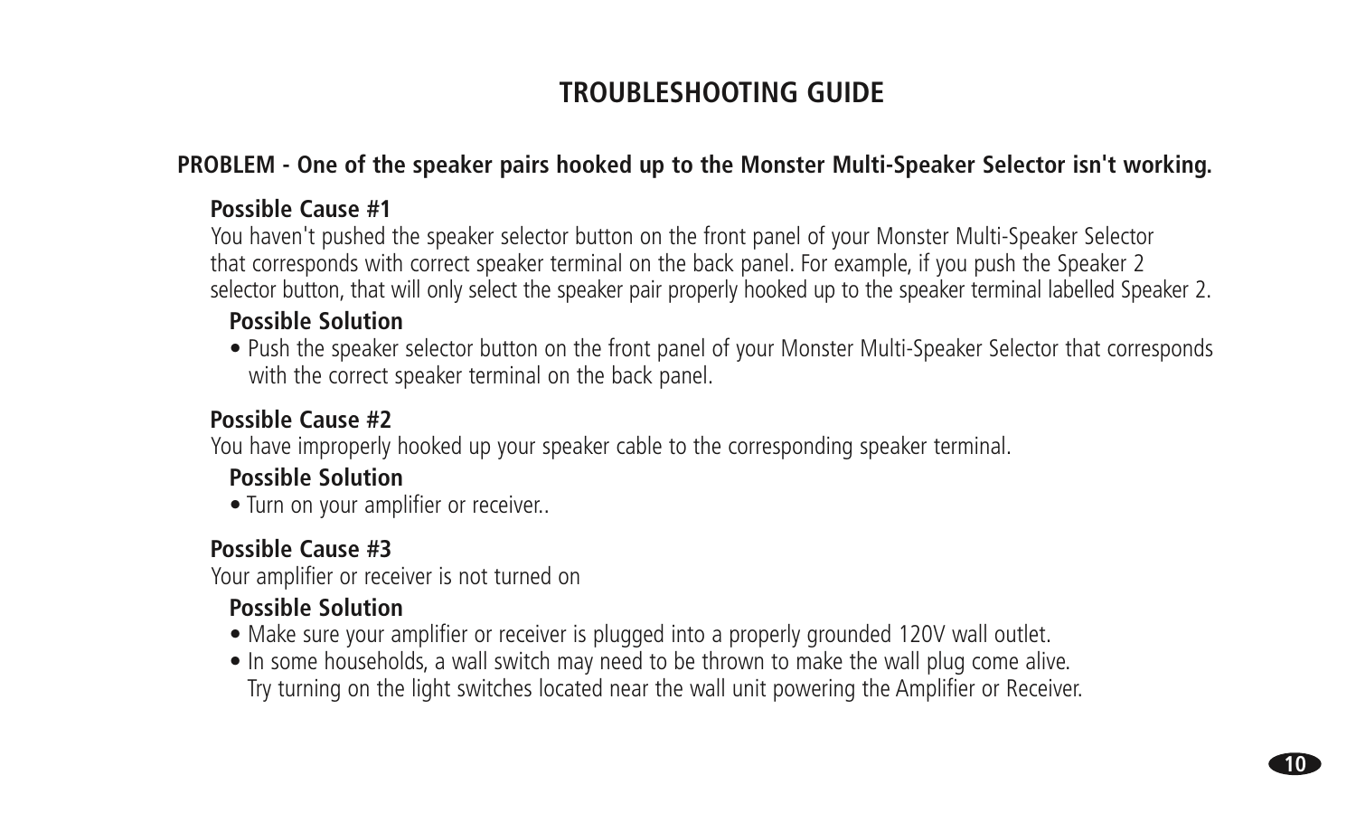# TROUBLESHOOTING GUIDE

**PROBLEM - One of the speaker pairs hooked up to the Monster Multi-Speaker Selector isn't working.**

**Possible Cause #1**

You haven't pushed the speaker selector button on the front panel of your Monster Multi-Speaker Selector that corresponds with correct speaker terminal on the back panel. For example, if you push the Speaker 2 selector button, that will only select the speaker pair properly hooked up to the speaker terminal labelled Speaker 2.

**Possible Solution**

- Push the speaker selector button on the front panel of your Monster Multi-Speaker Selector that corresponds with the correct speaker terminal on the back panel.

**Possible Cause #2**

You have improperly hooked up your speaker cable to the corresponding speaker terminal.

**Possible Solution**

- Turn on your amplifier or receiver..

**Possible Cause #3**

Your amplifier or receiver is not turned on

**Possible Solution**

- Make sure your amplifier or receiver is plugged into a properly grounded 120V wall outlet.
- In some households, a wall switch may need to be thrown to make the wall plug come alive. Try turning on the light switches located near the wall unit powering the Amplifier or Receiver.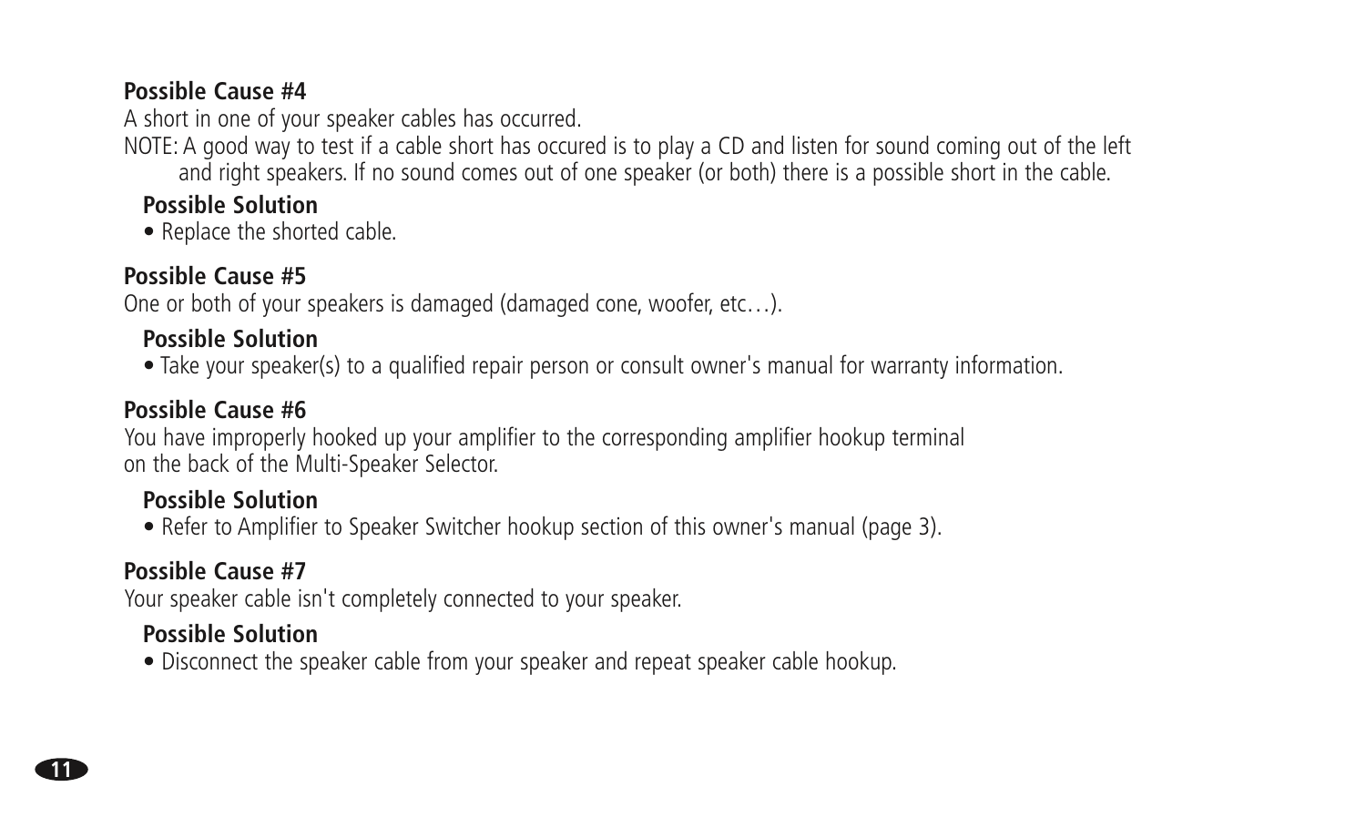**Possible Cause #4**

A short in one of your speaker cables has occurred.

NOTE: A good way to test if a cable short has occured is to play a CD and listen for sound coming out of the left and right speakers. If no sound comes out of one speaker (or both) there is a possible short in the cable.

**Possible Solution**

- Replace the shorted cable.

**Possible Cause #5**

One or both of your speakers is damaged (damaged cone, woofer, etc…).

**Possible Solution**

- Take your speaker(s) to a qualified repair person or consult owner's manual for warranty information.

**Possible Cause #6**

You have improperly hooked up your amplifier to the corresponding amplifier hookup terminal on the back of the Multi-Speaker Selector.

**Possible Solution**

- Refer to Amplifier to Speaker Switcher hookup section of this owner's manual (page 3).

**Possible Cause #7**

Your speaker cable isn't completely connected to your speaker.

**Possible Solution**

- Disconnect the speaker cable from your speaker and repeat speaker cable hookup.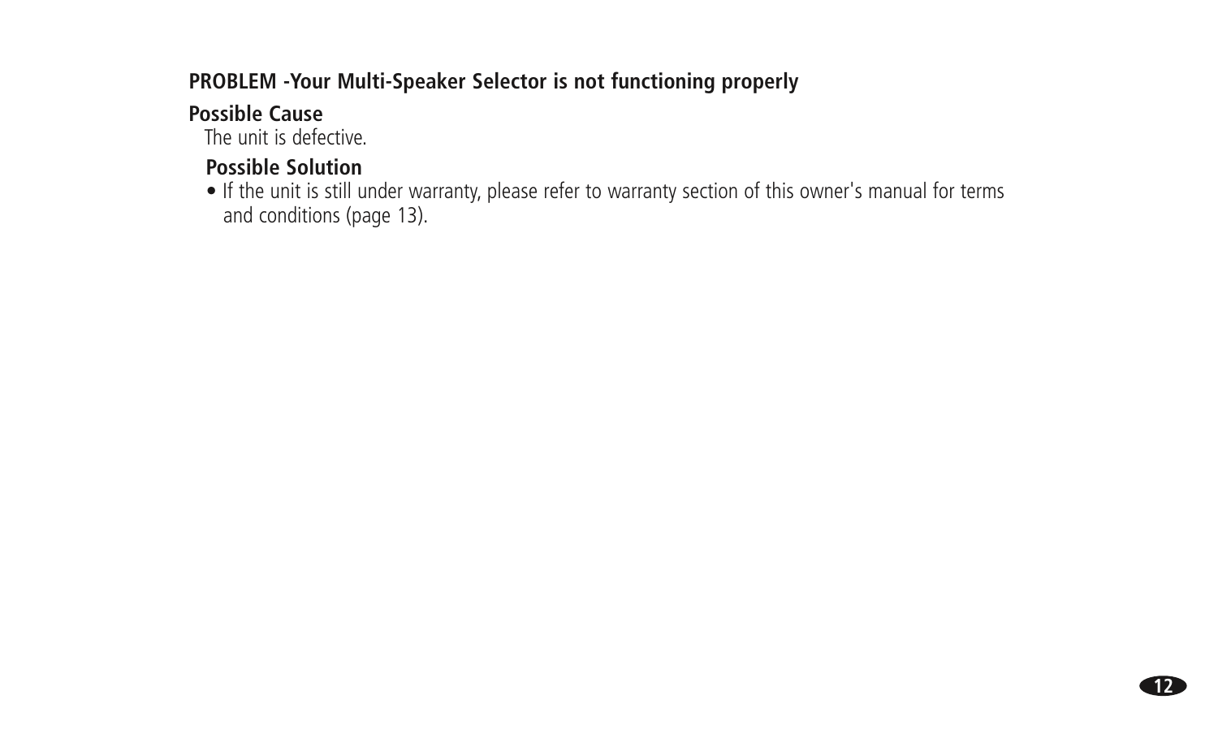**PROBLEM -Your Multi-Speaker Selector is not functioning properly**

**Possible Cause**

The unit is defective.

**Possible Solution**

- If the unit is still under warranty, please refer to warranty section of this owner's manual for terms and conditions (page 13).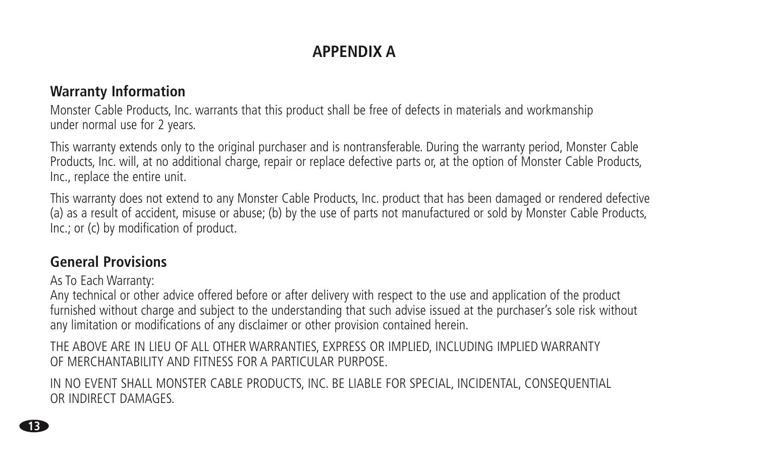# APPENDIX A

## Warranty Information

Monster Cable Products, Inc. warrants that this product shall be free of defects in materials and workmanship under normal use for 2 years.

This warranty extends only to the original purchaser and is nontransferable. During the warranty period, Monster Cable Products, Inc. will, at no additional charge, repair or replace defective parts or, at the option of Monster Cable Products, Inc., replace the entire unit.

This warranty does not extend to any Monster Cable Products, Inc. product that has been damaged or rendered defective (a) as a result of accident, misuse or abuse; (b) by the use of parts not manufactured or sold by Monster Cable Products, Inc.; or (c) by modification of product.

## General Provisions

As To Each Warranty:
Any technical or other advice offered before or after delivery with respect to the use and application of the product furnished without charge and subject to the understanding that such advise issued at the purchaser's sole risk without any limitation or modifications of any disclaimer or other provision contained herein.

THE ABOVE ARE IN LIEU OF ALL OTHER WARRANTIES, EXPRESS OR IMPLIED, INCLUDING IMPLIED WARRANTY OF MERCHANTABILITY AND FITNESS FOR A PARTICULAR PURPOSE.

IN NO EVENT SHALL MONSTER CABLE PRODUCTS, INC. BE LIABLE FOR SPECIAL, INCIDENTAL, CONSEQUENTIAL OR INDIRECT DAMAGES.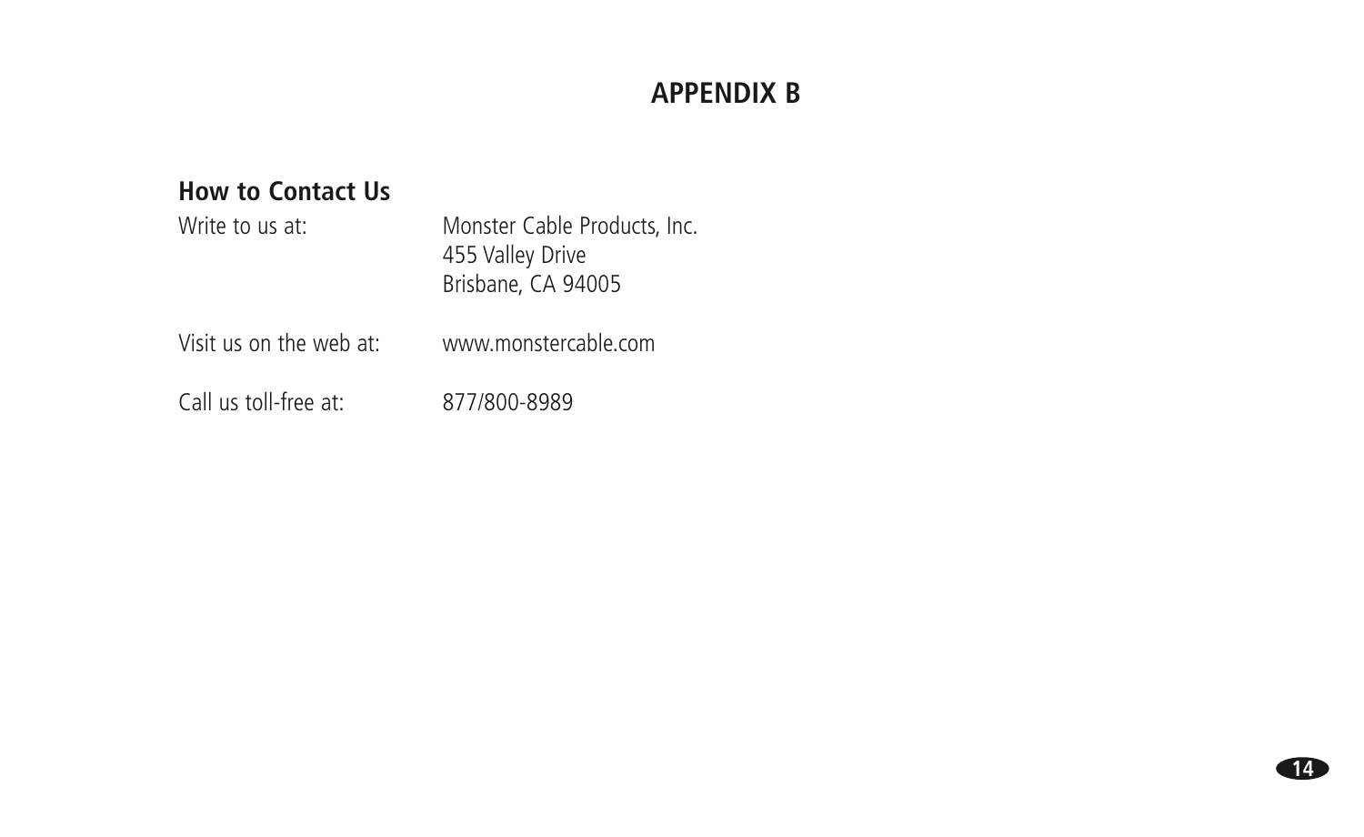# APPENDIX B

## How to Contact Us

Write to us at: Monster Cable Products, Inc.
455 Valley Drive
Brisbane, CA 94005

Visit us on the web at: www.monstercable.com

Call us toll-free at: 877/800-8989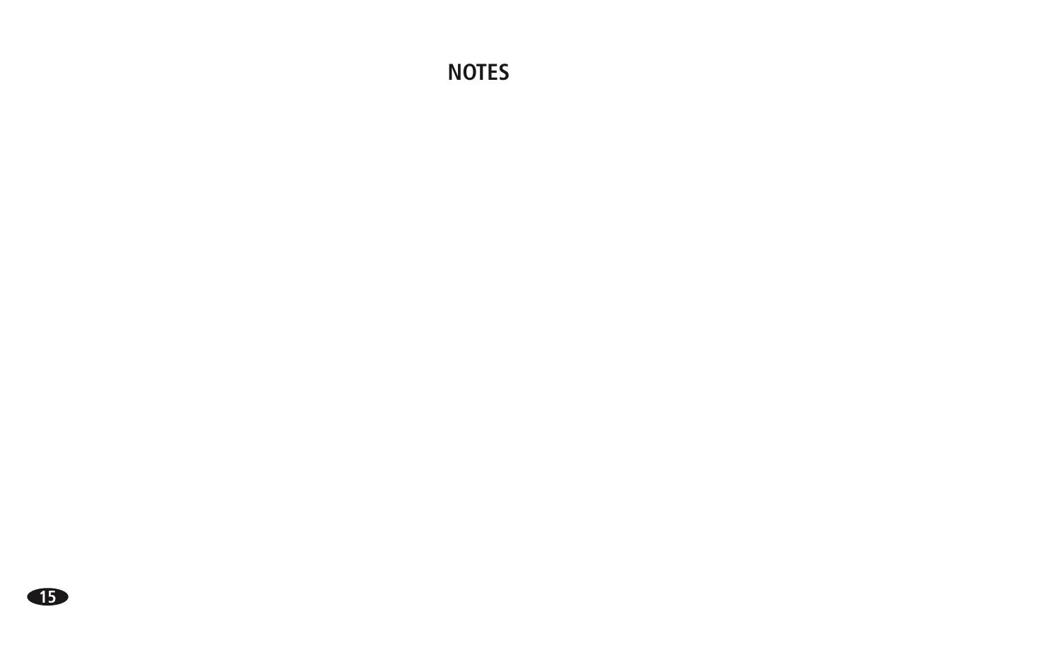# NOTES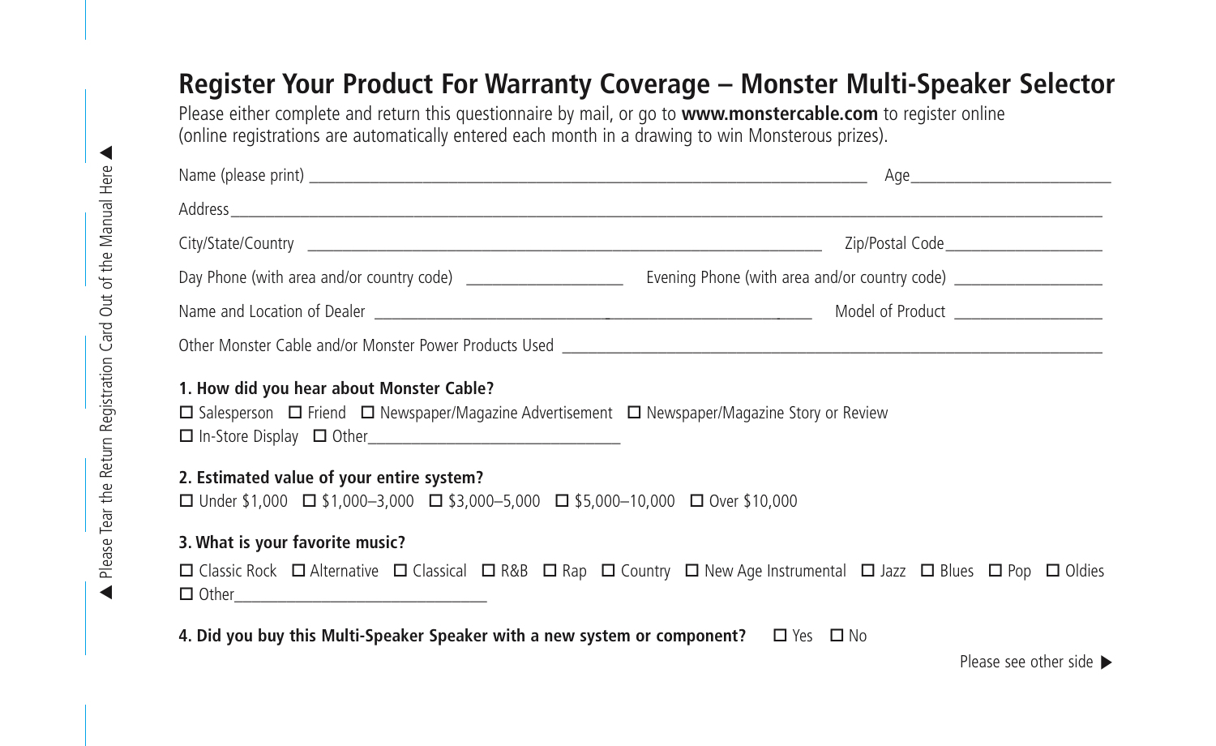◄ Please Tear the Return Registration Card Out of the Manual Here ◄

# Register Your Product For Warranty Coverage – Monster Multi-Speaker Selector

Please either complete and return this questionnaire by mail, or go to **www.monstercable.com** to register online (online registrations are automatically entered each month in a drawing to win Monsterous prizes).

Name (please print) ______________________________ Age ______________

Address ______________________________________________

City/State/Country ______________________________ Zip/Postal Code ______________

Day Phone (with area and/or country code) ______________ Evening Phone (with area and/or country code) ______________

Name and Location of Dealer ______________________________ Model of Product ______________

Other Monster Cable and/or Monster Power Products Used ______________________________

**1. How did you hear about Monster Cable?**

☐ Salesperson ☐ Friend ☐ Newspaper/Magazine Advertisement ☐ Newspaper/Magazine Story or Review
☐ In-Store Display ☐ Other______________

**2. Estimated value of your entire system?**

☐ Under $1,000 ☐ $1,000–3,000 ☐ $3,000–5,000 ☐ $5,000–10,000 ☐ Over $10,000

**3. What is your favorite music?**

☐ Classic Rock ☐ Alternative ☐ Classical ☐ R&B ☐ Rap ☐ Country ☐ New Age Instrumental ☐ Jazz ☐ Blues ☐ Pop ☐ Oldies
☐ Other______________

**4. Did you buy this Multi-Speaker Speaker with a new system or component?** ☐ Yes ☐ No

Please see other side ►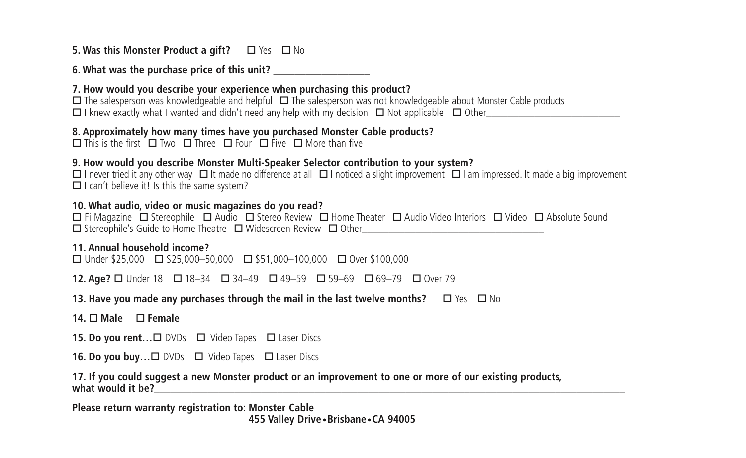**5. Was this Monster Product a gift?** ☐ Yes ☐ No

**6. What was the purchase price of this unit?** ___________________

**7. How would you describe your experience when purchasing this product?**
☐ The salesperson was knowledgeable and helpful ☐ The salesperson was not knowledgeable about Monster Cable products
☐ I knew exactly what I wanted and didn't need any help with my decision ☐ Not applicable ☐ Other___________________________

**8. Approximately how many times have you purchased Monster Cable products?**
☐ This is the first ☐ Two ☐ Three ☐ Four ☐ Five ☐ More than five

**9. How would you describe Monster Multi-Speaker Selector contribution to your system?**
☐ I never tried it any other way ☐ It made no difference at all ☐ I noticed a slight improvement ☐ I am impressed. It made a big improvement
☐ I can't believe it! Is this the same system?

**10. What audio, video or music magazines do you read?**
☐ Fi Magazine ☐ Stereophile ☐ Audio ☐ Stereo Review ☐ Home Theater ☐ Audio Video Interiors ☐ Video ☐ Absolute Sound
☐ Stereophile's Guide to Home Theatre ☐ Widescreen Review ☐ Other_____________________________________

**11. Annual household income?**
☐ Under $25,000 ☐ $25,000–50,000 ☐ $51,000–100,000 ☐ Over $100,000

**12. Age?** ☐ Under 18 ☐ 18–34 ☐ 34–49 ☐ 49–59 ☐ 59–69 ☐ 69–79 ☐ Over 79

**13. Have you made any purchases through the mail in the last twelve months?** ☐ Yes ☐ No

**14.** ☐ **Male** ☐ **Female**

**15. Do you rent…** ☐ DVDs ☐ Video Tapes ☐ Laser Discs

**16. Do you buy…** ☐ DVDs ☐ Video Tapes ☐ Laser Discs

**17. If you could suggest a new Monster product or an improvement to one or more of our existing products, what would it be?**___________________________________________________________________________

**Please return warranty registration to: Monster Cable**
**455 Valley Drive • Brisbane • CA 94005**